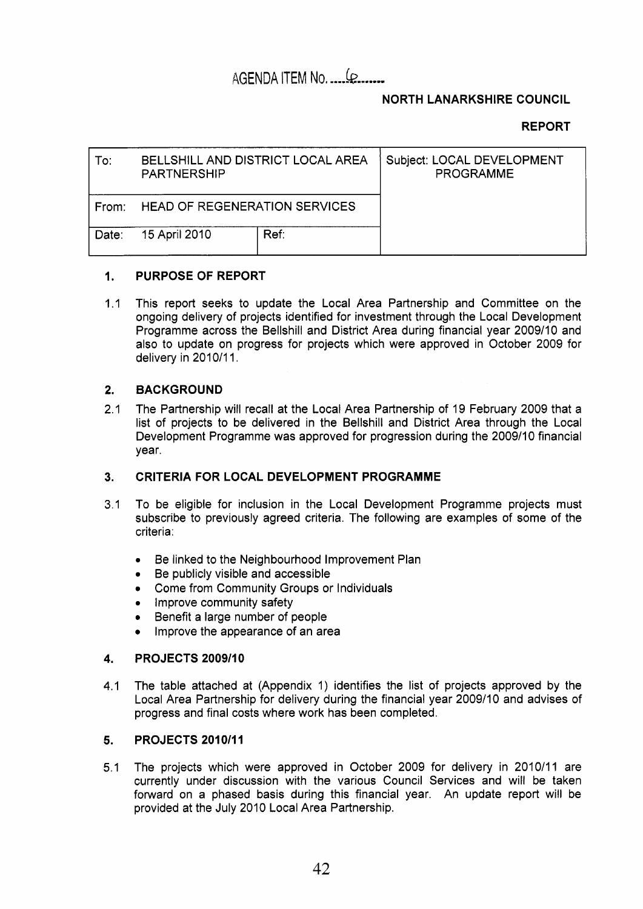AGENDA ITEM No. ....6.......

**NORTH LANARKSHIRE COUNCIL**

**REPORT**

| To: BELLSHILL AND DISTRICT LOCAL AREA PARTNERSHIP | | Subject: LOCAL DEVELOPMENT PROGRAMME |
|---|---|---|
| From: HEAD OF REGENERATION SERVICES | | |
| Date: 15 April 2010 | Ref: | |

## 1. PURPOSE OF REPORT

1.1 This report seeks to update the Local Area Partnership and Committee on the ongoing delivery of projects identified for investment through the Local Development Programme across the Bellshill and District Area during financial year 2009/10 and also to update on progress for projects which were approved in October 2009 for delivery in 2010/11.

## 2. BACKGROUND

2.1 The Partnership will recall at the Local Area Partnership of 19 February 2009 that a list of projects to be delivered in the Bellshill and District Area through the Local Development Programme was approved for progression during the 2009/10 financial year.

## 3. CRITERIA FOR LOCAL DEVELOPMENT PROGRAMME

3.1 To be eligible for inclusion in the Local Development Programme projects must subscribe to previously agreed criteria. The following are examples of some of the criteria:

- Be linked to the Neighbourhood Improvement Plan
- Be publicly visible and accessible
- Come from Community Groups or Individuals
- Improve community safety
- Benefit a large number of people
- Improve the appearance of an area

## 4. PROJECTS 2009/10

4.1 The table attached at (Appendix 1) identifies the list of projects approved by the Local Area Partnership for delivery during the financial year 2009/10 and advises of progress and final costs where work has been completed.

## 5. PROJECTS 2010/11

5.1 The projects which were approved in October 2009 for delivery in 2010/11 are currently under discussion with the various Council Services and will be taken forward on a phased basis during this financial year. An update report will be provided at the July 2010 Local Area Partnership.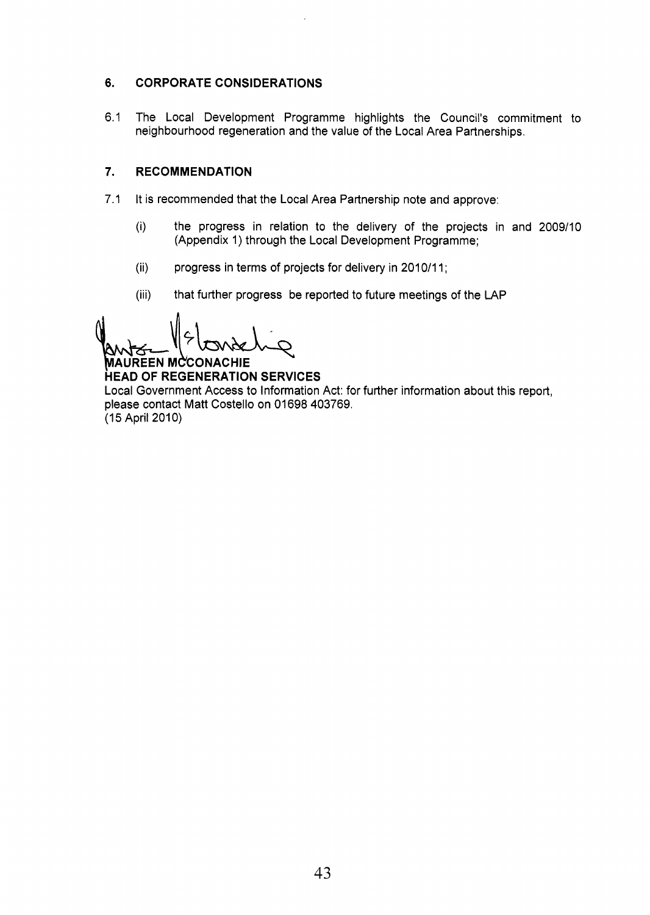## 6. CORPORATE CONSIDERATIONS

6.1 The Local Development Programme highlights the Council's commitment to neighbourhood regeneration and the value of the Local Area Partnerships.

## 7. RECOMMENDATION

7.1 It is recommended that the Local Area Partnership note and approve:

(i) the progress in relation to the delivery of the projects in and 2009/10 (Appendix 1) through the Local Development Programme;

(ii) progress in terms of projects for delivery in 2010/11;

(iii) that further progress be reported to future meetings of the LAP

**MAUREEN MCCONACHIE**
**HEAD OF REGENERATION SERVICES**

Local Government Access to Information Act: for further information about this report, please contact Matt Costello on 01698 403769.
(15 April 2010)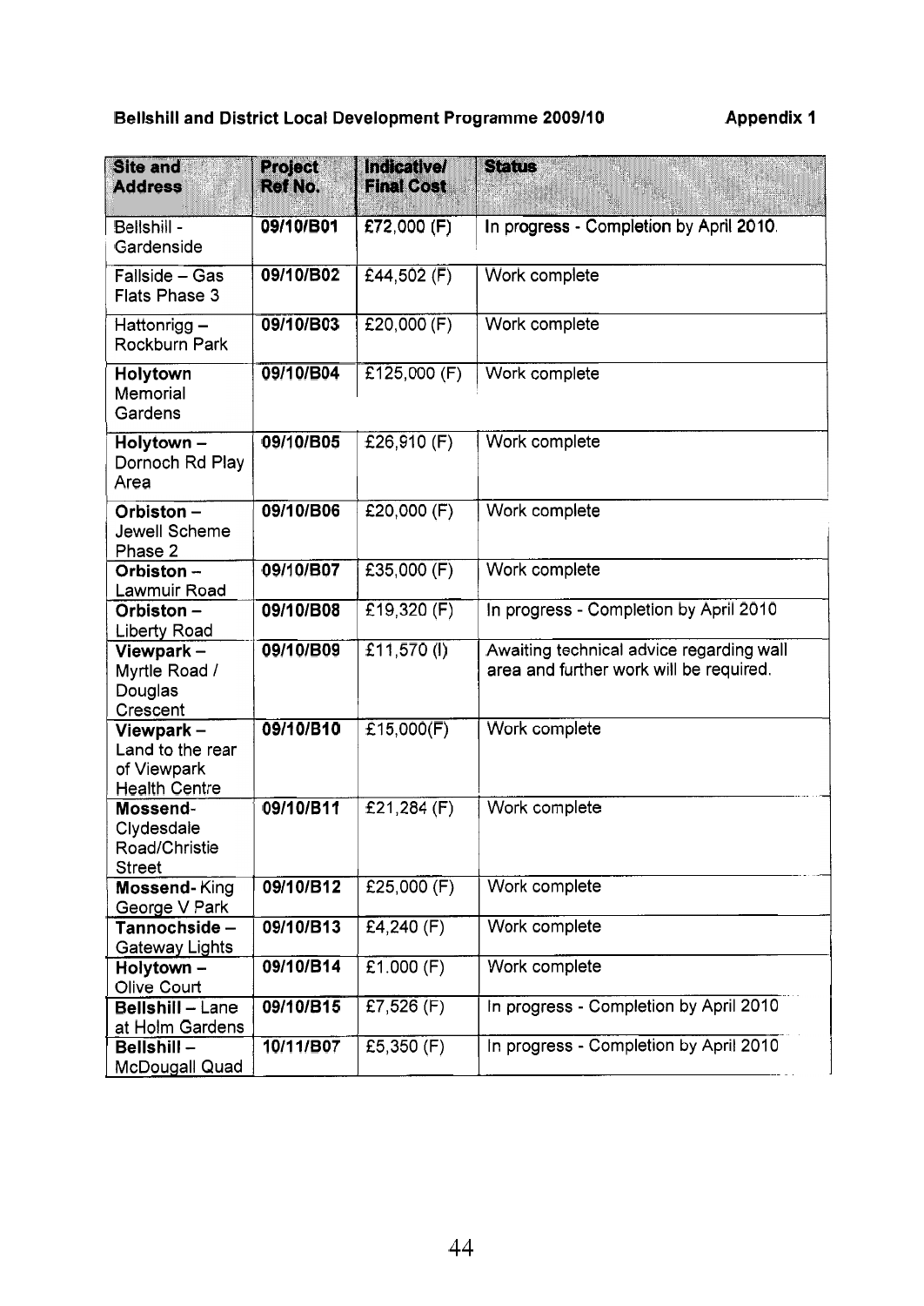**Bellshill and District Local Development Programme 2009/10** **Appendix 1**

| Site and Address | Project Ref No. | Indicative/ Final Cost | Status |
|---|---|---|---|
| Bellshill - Gardenside | 09/10/B01 | £72,000 (F) | In progress - Completion by April 2010. |
| Fallside – Gas Flats Phase 3 | 09/10/B02 | £44,502 (F) | Work complete |
| Hattonrigg – Rockburn Park | 09/10/B03 | £20,000 (F) | Work complete |
| **Holytown** Memorial Gardens | 09/10/B04 | £125,000 (F) | Work complete |
| **Holytown** – Dornoch Rd Play Area | 09/10/B05 | £26,910 (F) | Work complete |
| **Orbiston** – Jewell Scheme Phase 2 | 09/10/B06 | £20,000 (F) | Work complete |
| **Orbiston** – Lawmuir Road | 09/10/B07 | £35,000 (F) | Work complete |
| **Orbiston** – Liberty Road | 09/10/B08 | £19,320 (F) | In progress - Completion by April 2010 |
| **Viewpark** – Myrtle Road / Douglas Crescent | 09/10/B09 | £11,570 (I) | Awaiting technical advice regarding wall area and further work will be required. |
| **Viewpark** – Land to the rear of Viewpark Health Centre | 09/10/B10 | £15,000(F) | Work complete |
| **Mossend**- Clydesdale Road/Christie Street | 09/10/B11 | £21,284 (F) | Work complete |
| **Mossend**- King George V Park | 09/10/B12 | £25,000 (F) | Work complete |
| **Tannochside** – Gateway Lights | 09/10/B13 | £4,240 (F) | Work complete |
| **Holytown** – Olive Court | 09/10/B14 | £1.000 (F) | Work complete |
| **Bellshill** – Lane at Holm Gardens | 09/10/B15 | £7,526 (F) | In progress - Completion by April 2010 |
| **Bellshill** – McDougall Quad | 10/11/B07 | £5,350 (F) | In progress - Completion by April 2010 |